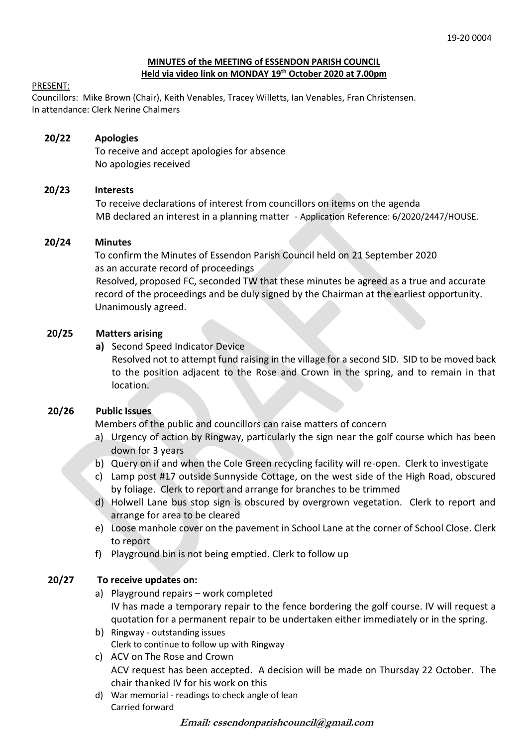19-20 0004

**MINUTES of the MEETING of ESSENDON PARISH COUNCIL**
**Held via video link on MONDAY 19th October 2020 at 7.00pm**

PRESENT:
Councillors: Mike Brown (Chair), Keith Venables, Tracey Willetts, Ian Venables, Fran Christensen.
In attendance: Clerk Nerine Chalmers

**20/22 Apologies**
To receive and accept apologies for absence
No apologies received

**20/23 Interests**
To receive declarations of interest from councillors on items on the agenda
MB declared an interest in a planning matter - Application Reference: 6/2020/2447/HOUSE.

**20/24 Minutes**
To confirm the Minutes of Essendon Parish Council held on 21 September 2020 as an accurate record of proceedings
Resolved, proposed FC, seconded TW that these minutes be agreed as a true and accurate record of the proceedings and be duly signed by the Chairman at the earliest opportunity. Unanimously agreed.

**20/25 Matters arising**

**a)** Second Speed Indicator Device
Resolved not to attempt fund raising in the village for a second SID. SID to be moved back to the position adjacent to the Rose and Crown in the spring, and to remain in that location.

**20/26 Public Issues**
Members of the public and councillors can raise matters of concern

a) Urgency of action by Ringway, particularly the sign near the golf course which has been down for 3 years
b) Query on if and when the Cole Green recycling facility will re-open. Clerk to investigate
c) Lamp post #17 outside Sunnyside Cottage, on the west side of the High Road, obscured by foliage. Clerk to report and arrange for branches to be trimmed
d) Holwell Lane bus stop sign is obscured by overgrown vegetation. Clerk to report and arrange for area to be cleared
e) Loose manhole cover on the pavement in School Lane at the corner of School Close. Clerk to report
f) Playground bin is not being emptied. Clerk to follow up

**20/27 To receive updates on:**

a) Playground repairs – work completed
IV has made a temporary repair to the fence bordering the golf course. IV will request a quotation for a permanent repair to be undertaken either immediately or in the spring.
b) Ringway - outstanding issues
Clerk to continue to follow up with Ringway
c) ACV on The Rose and Crown
ACV request has been accepted. A decision will be made on Thursday 22 October. The chair thanked IV for his work on this
d) War memorial - readings to check angle of lean
Carried forward

***Email: essendonparishcouncil@gmail.com***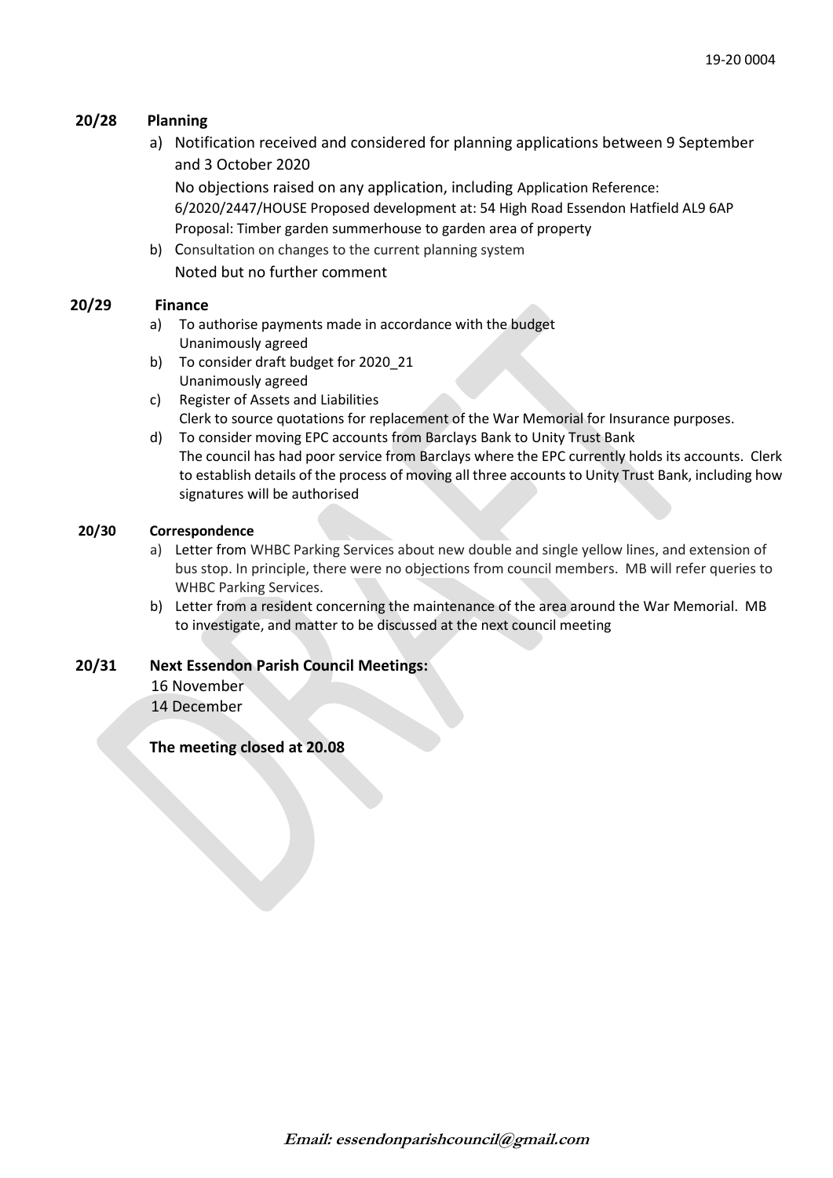**20/28 Planning**

a) Notification received and considered for planning applications between 9 September and 3 October 2020

No objections raised on any application, including Application Reference: 6/2020/2447/HOUSE Proposed development at: 54 High Road Essendon Hatfield AL9 6AP Proposal: Timber garden summerhouse to garden area of property

b) Consultation on changes to the current planning system

Noted but no further comment

**20/29 Finance**

a) To authorise payments made in accordance with the budget
Unanimously agreed

b) To consider draft budget for 2020_21
Unanimously agreed

c) Register of Assets and Liabilities
Clerk to source quotations for replacement of the War Memorial for Insurance purposes.

d) To consider moving EPC accounts from Barclays Bank to Unity Trust Bank
The council has had poor service from Barclays where the EPC currently holds its accounts. Clerk to establish details of the process of moving all three accounts to Unity Trust Bank, including how signatures will be authorised

**20/30 Correspondence**

a) Letter from WHBC Parking Services about new double and single yellow lines, and extension of bus stop. In principle, there were no objections from council members. MB will refer queries to WHBC Parking Services.

b) Letter from a resident concerning the maintenance of the area around the War Memorial. MB to investigate, and matter to be discussed at the next council meeting

**20/31 Next Essendon Parish Council Meetings:**

16 November
14 December

**The meeting closed at 20.08**

***Email: essendonparishcouncil@gmail.com***